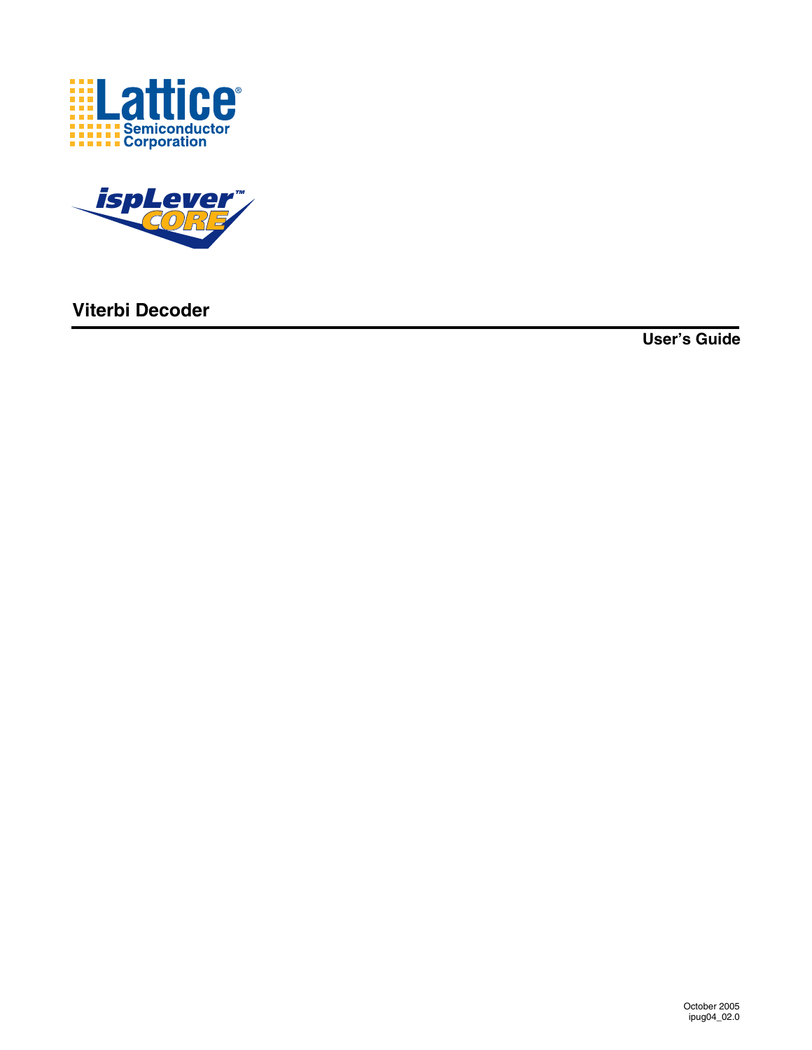Lattice Semiconductor Corporation

ispLever CORE

# Viterbi Decoder

**User's Guide**

October 2005
ipug04_02.0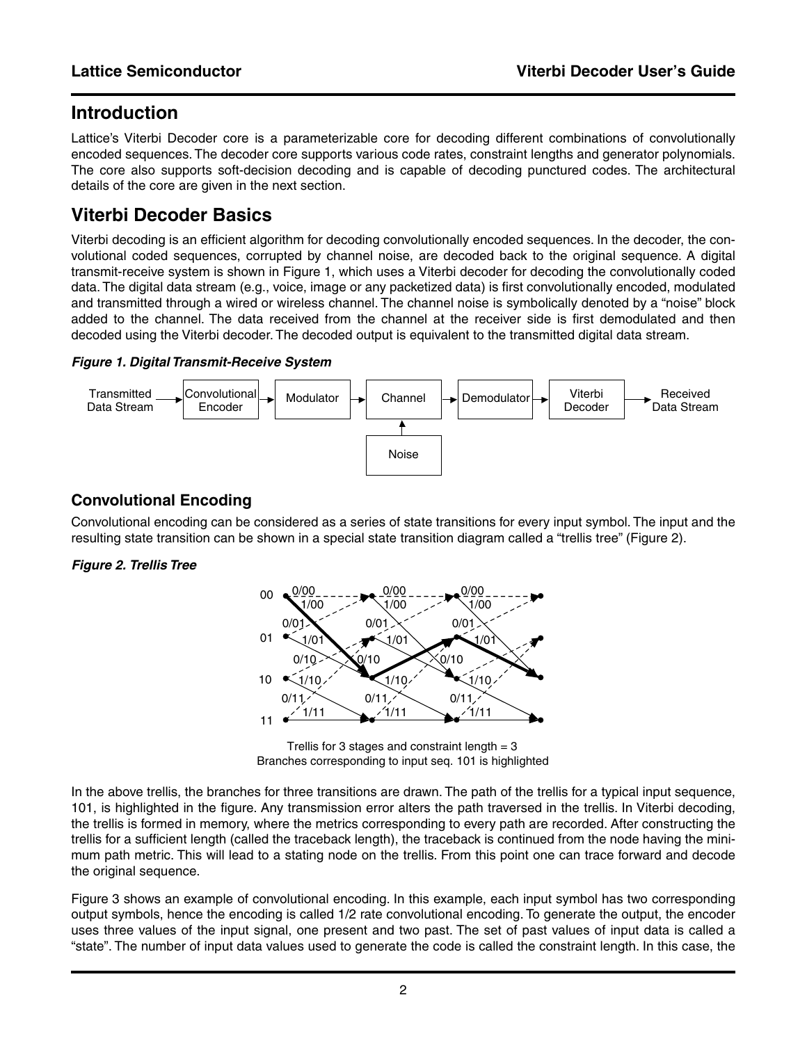## Introduction

Lattice's Viterbi Decoder core is a parameterizable core for decoding different combinations of convolutionally encoded sequences. The decoder core supports various code rates, constraint lengths and generator polynomials. The core also supports soft-decision decoding and is capable of decoding punctured codes. The architectural details of the core are given in the next section.

## Viterbi Decoder Basics

Viterbi decoding is an efficient algorithm for decoding convolutionally encoded sequences. In the decoder, the convolutional coded sequences, corrupted by channel noise, are decoded back to the original sequence. A digital transmit-receive system is shown in Figure 1, which uses a Viterbi decoder for decoding the convolutionally coded data. The digital data stream (e.g., voice, image or any packetized data) is first convolutionally encoded, modulated and transmitted through a wired or wireless channel. The channel noise is symbolically denoted by a "noise" block added to the channel. The data received from the channel at the receiver side is first demodulated and then decoded using the Viterbi decoder. The decoded output is equivalent to the transmitted digital data stream.

***Figure 1. Digital Transmit-Receive System***

Transmitted Data Stream → Convolutional Encoder → Modulator → Channel → Demodulator → Viterbi Decoder → Received Data Stream

Noise → Channel

### Convolutional Encoding

Convolutional encoding can be considered as a series of state transitions for every input symbol. The input and the resulting state transition can be shown in a special state transition diagram called a "trellis tree" (Figure 2).

***Figure 2. Trellis Tree***

Trellis for 3 stages and constraint length = 3
Branches corresponding to input seq. 101 is highlighted

In the above trellis, the branches for three transitions are drawn. The path of the trellis for a typical input sequence, 101, is highlighted in the figure. Any transmission error alters the path traversed in the trellis. In Viterbi decoding, the trellis is formed in memory, where the metrics corresponding to every path are recorded. After constructing the trellis for a sufficient length (called the traceback length), the traceback is continued from the node having the minimum path metric. This will lead to a stating node on the trellis. From this point one can trace forward and decode the original sequence.

Figure 3 shows an example of convolutional encoding. In this example, each input symbol has two corresponding output symbols, hence the encoding is called 1/2 rate convolutional encoding. To generate the output, the encoder uses three values of the input signal, one present and two past. The set of past values of input data is called a "state". The number of input data values used to generate the code is called the constraint length. In this case, the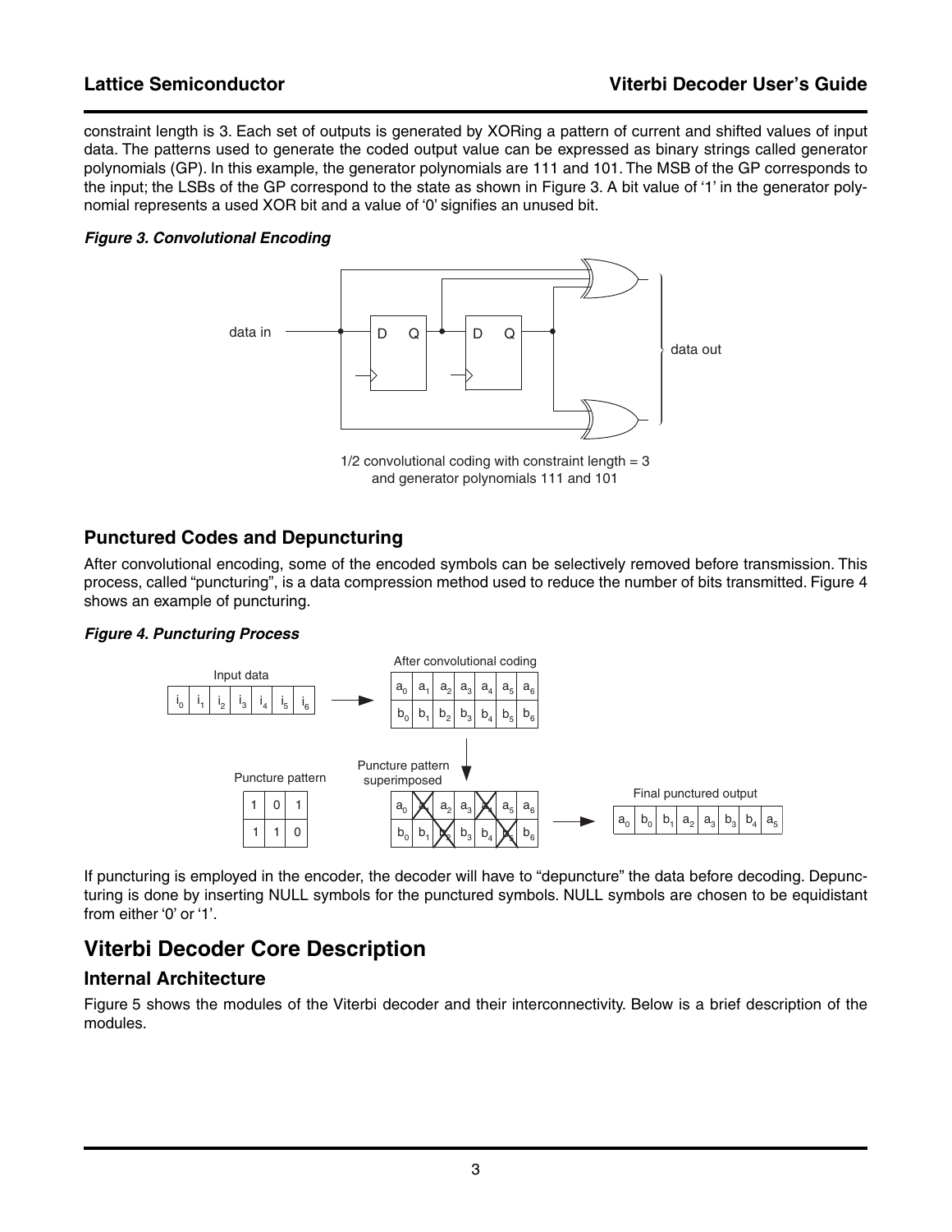constraint length is 3. Each set of outputs is generated by XORing a pattern of current and shifted values of input data. The patterns used to generate the coded output value can be expressed as binary strings called generator polynomials (GP). In this example, the generator polynomials are 111 and 101. The MSB of the GP corresponds to the input; the LSBs of the GP correspond to the state as shown in Figure 3. A bit value of '1' in the generator polynomial represents a used XOR bit and a value of '0' signifies an unused bit.

***Figure 3. Convolutional Encoding***

1/2 convolutional coding with constraint length = 3 and generator polynomials 111 and 101

### Punctured Codes and Depuncturing

After convolutional encoding, some of the encoded symbols can be selectively removed before transmission. This process, called "puncturing", is a data compression method used to reduce the number of bits transmitted. Figure 4 shows an example of puncturing.

***Figure 4. Puncturing Process***

Input data: $i_0$ $i_1$ $i_2$ $i_3$ $i_4$ $i_5$ $i_6$

After convolutional coding:

| $a_0$ | $a_1$ | $a_2$ | $a_3$ | $a_4$ | $a_5$ | $a_6$ |
|---|---|---|---|---|---|---|
| $b_0$ | $b_1$ | $b_2$ | $b_3$ | $b_4$ | $b_5$ | $b_6$ |

Puncture pattern:

| 1 | 0 | 1 |
|---|---|---|
| 1 | 1 | 0 |

Puncture pattern superimposed:

| $a_0$ | ~~$a_1$~~ | $a_2$ | $a_3$ | ~~$a_4$~~ | $a_5$ | $a_6$ |
|---|---|---|---|---|---|---|
| $b_0$ | $b_1$ | ~~$b_2$~~ | $b_3$ | $b_4$ | ~~$b_5$~~ | $b_6$ |

Final punctured output: $a_0$ $b_0$ $b_1$ $a_2$ $a_3$ $b_3$ $b_4$ $a_5$

If puncturing is employed in the encoder, the decoder will have to "depuncture" the data before decoding. Depuncturing is done by inserting NULL symbols for the punctured symbols. NULL symbols are chosen to be equidistant from either '0' or '1'.

## Viterbi Decoder Core Description

### Internal Architecture

Figure 5 shows the modules of the Viterbi decoder and their interconnectivity. Below is a brief description of the modules.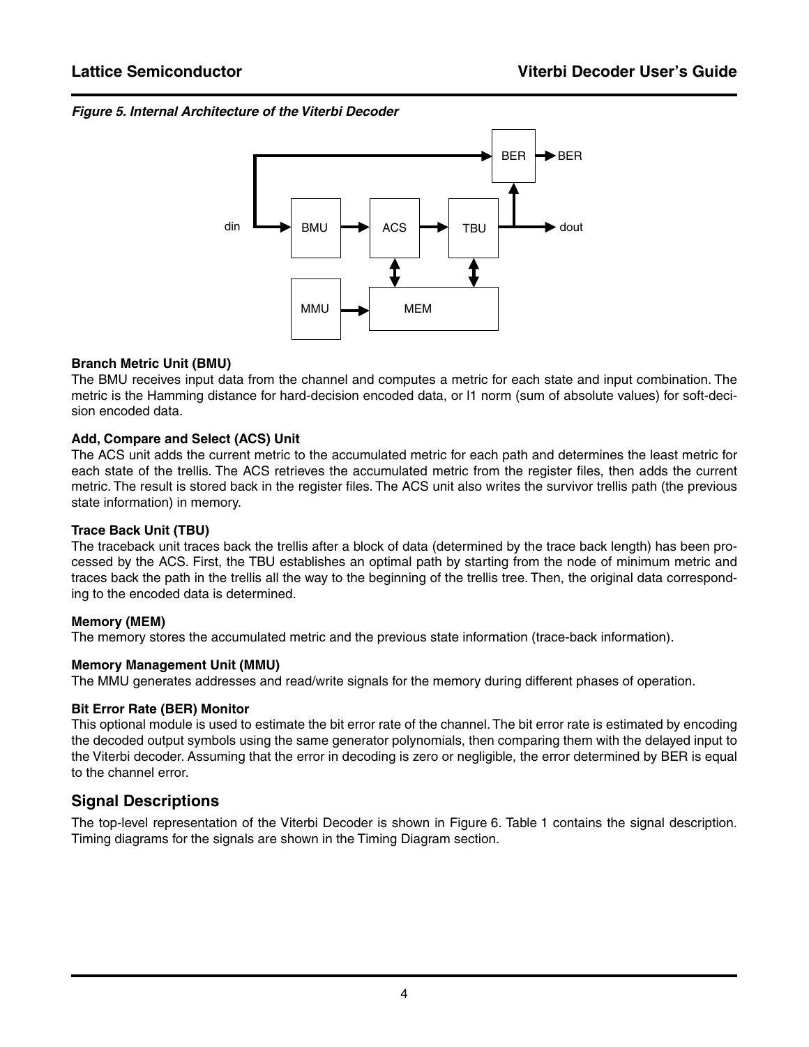*Figure 5. Internal Architecture of the Viterbi Decoder*

**Branch Metric Unit (BMU)**

The BMU receives input data from the channel and computes a metric for each state and input combination. The metric is the Hamming distance for hard-decision encoded data, or l1 norm (sum of absolute values) for soft-decision encoded data.

**Add, Compare and Select (ACS) Unit**

The ACS unit adds the current metric to the accumulated metric for each path and determines the least metric for each state of the trellis. The ACS retrieves the accumulated metric from the register files, then adds the current metric. The result is stored back in the register files. The ACS unit also writes the survivor trellis path (the previous state information) in memory.

**Trace Back Unit (TBU)**

The traceback unit traces back the trellis after a block of data (determined by the trace back length) has been processed by the ACS. First, the TBU establishes an optimal path by starting from the node of minimum metric and traces back the path in the trellis all the way to the beginning of the trellis tree. Then, the original data corresponding to the encoded data is determined.

**Memory (MEM)**

The memory stores the accumulated metric and the previous state information (trace-back information).

**Memory Management Unit (MMU)**

The MMU generates addresses and read/write signals for the memory during different phases of operation.

**Bit Error Rate (BER) Monitor**

This optional module is used to estimate the bit error rate of the channel. The bit error rate is estimated by encoding the decoded output symbols using the same generator polynomials, then comparing them with the delayed input to the Viterbi decoder. Assuming that the error in decoding is zero or negligible, the error determined by BER is equal to the channel error.

## Signal Descriptions

The top-level representation of the Viterbi Decoder is shown in Figure 6. Table 1 contains the signal description. Timing diagrams for the signals are shown in the Timing Diagram section.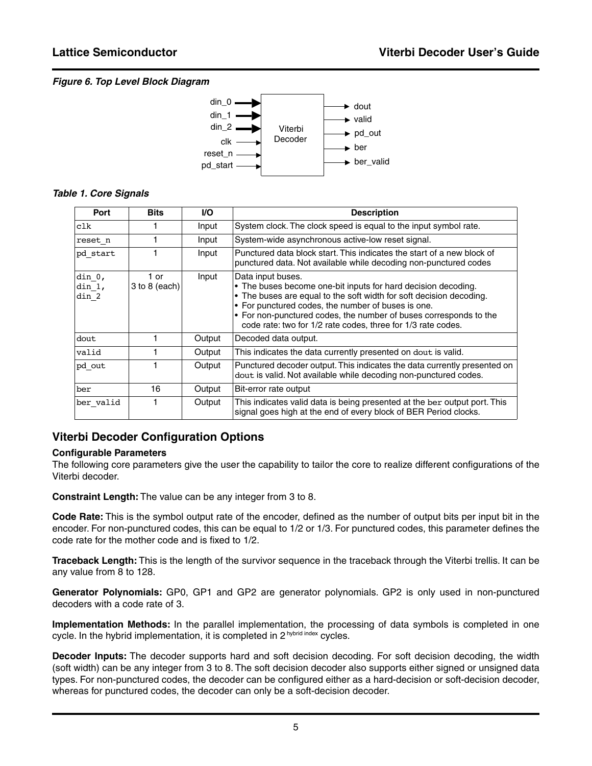*Figure 6. Top Level Block Diagram*

*Table 1. Core Signals*

| Port | Bits | I/O | Description |
|---|---|---|---|
| clk | 1 | Input | System clock. The clock speed is equal to the input symbol rate. |
| reset_n | 1 | Input | System-wide asynchronous active-low reset signal. |
| pd_start | 1 | Input | Punctured data block start. This indicates the start of a new block of punctured data. Not available while decoding non-punctured codes |
| din_0, din_1, din_2 | 1 or 3 to 8 (each) | Input | Data input buses.<br>• The buses become one-bit inputs for hard decision decoding.<br>• The buses are equal to the soft width for soft decision decoding.<br>• For punctured codes, the number of buses is one.<br>• For non-punctured codes, the number of buses corresponds to the code rate: two for 1/2 rate codes, three for 1/3 rate codes. |
| dout | 1 | Output | Decoded data output. |
| valid | 1 | Output | This indicates the data currently presented on dout is valid. |
| pd_out | 1 | Output | Punctured decoder output. This indicates the data currently presented on dout is valid. Not available while decoding non-punctured codes. |
| ber | 16 | Output | Bit-error rate output |
| ber_valid | 1 | Output | This indicates valid data is being presented at the ber output port. This signal goes high at the end of every block of BER Period clocks. |

## Viterbi Decoder Configuration Options

**Configurable Parameters**

The following core parameters give the user the capability to tailor the core to realize different configurations of the Viterbi decoder.

**Constraint Length:** The value can be any integer from 3 to 8.

**Code Rate:** This is the symbol output rate of the encoder, defined as the number of output bits per input bit in the encoder. For non-punctured codes, this can be equal to 1/2 or 1/3. For punctured codes, this parameter defines the code rate for the mother code and is fixed to 1/2.

**Traceback Length:** This is the length of the survivor sequence in the traceback through the Viterbi trellis. It can be any value from 8 to 128.

**Generator Polynomials:** GP0, GP1 and GP2 are generator polynomials. GP2 is only used in non-punctured decoders with a code rate of 3.

**Implementation Methods:** In the parallel implementation, the processing of data symbols is completed in one cycle. In the hybrid implementation, it is completed in $2^{\text{hybrid index}}$ cycles.

**Decoder Inputs:** The decoder supports hard and soft decision decoding. For soft decision decoding, the width (soft width) can be any integer from 3 to 8. The soft decision decoder also supports either signed or unsigned data types. For non-punctured codes, the decoder can be configured either as a hard-decision or soft-decision decoder, whereas for punctured codes, the decoder can only be a soft-decision decoder.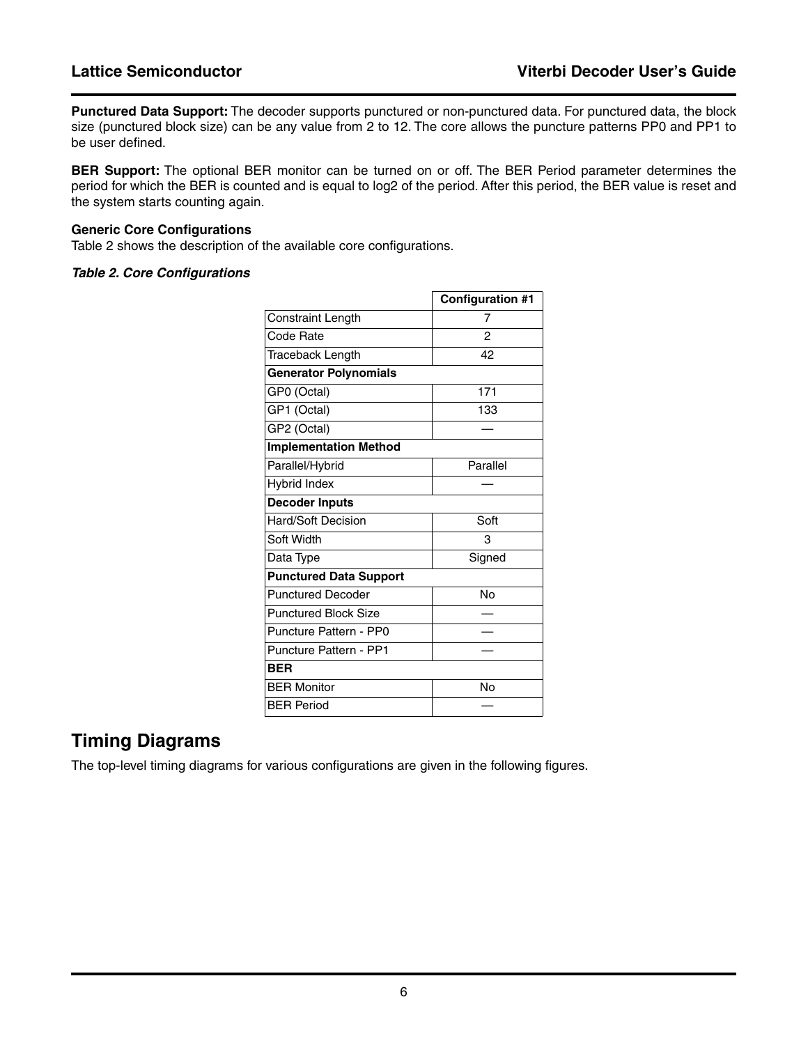**Punctured Data Support:** The decoder supports punctured or non-punctured data. For punctured data, the block size (punctured block size) can be any value from 2 to 12. The core allows the puncture patterns PP0 and PP1 to be user defined.

**BER Support:** The optional BER monitor can be turned on or off. The BER Period parameter determines the period for which the BER is counted and is equal to log2 of the period. After this period, the BER value is reset and the system starts counting again.

### Generic Core Configurations

Table 2 shows the description of the available core configurations.

***Table 2. Core Configurations***

| | Configuration #1 |
|---|---|
| Constraint Length | 7 |
| Code Rate | 2 |
| Traceback Length | 42 |
| **Generator Polynomials** | |
| GP0 (Octal) | 171 |
| GP1 (Octal) | 133 |
| GP2 (Octal) | — |
| **Implementation Method** | |
| Parallel/Hybrid | Parallel |
| Hybrid Index | — |
| **Decoder Inputs** | |
| Hard/Soft Decision | Soft |
| Soft Width | 3 |
| Data Type | Signed |
| **Punctured Data Support** | |
| Punctured Decoder | No |
| Punctured Block Size | — |
| Puncture Pattern - PP0 | — |
| Puncture Pattern - PP1 | — |
| **BER** | |
| BER Monitor | No |
| BER Period | — |

## Timing Diagrams

The top-level timing diagrams for various configurations are given in the following figures.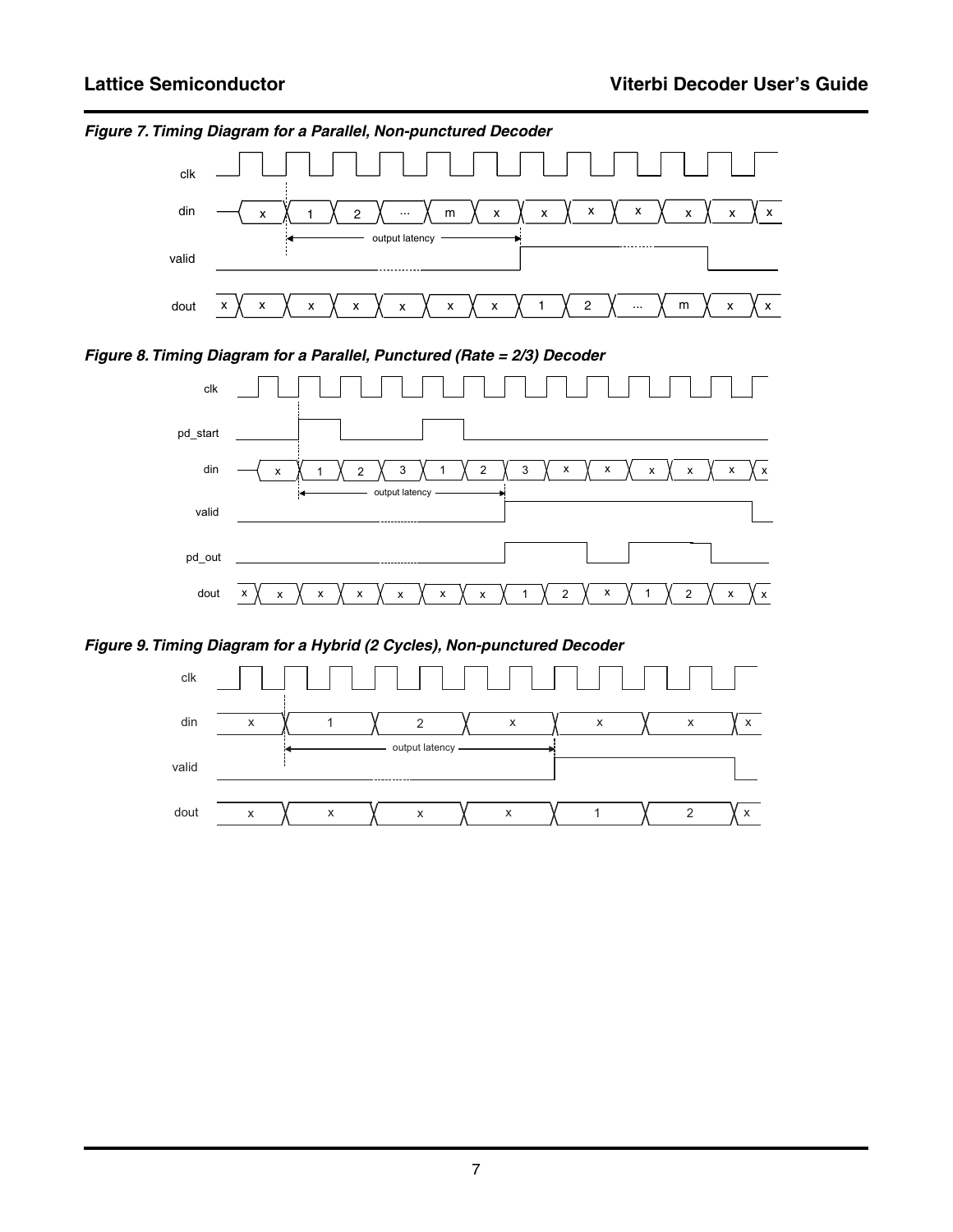***Figure 7. Timing Diagram for a Parallel, Non-punctured Decoder***

***Figure 8. Timing Diagram for a Parallel, Punctured (Rate = 2/3) Decoder***

***Figure 9. Timing Diagram for a Hybrid (2 Cycles), Non-punctured Decoder***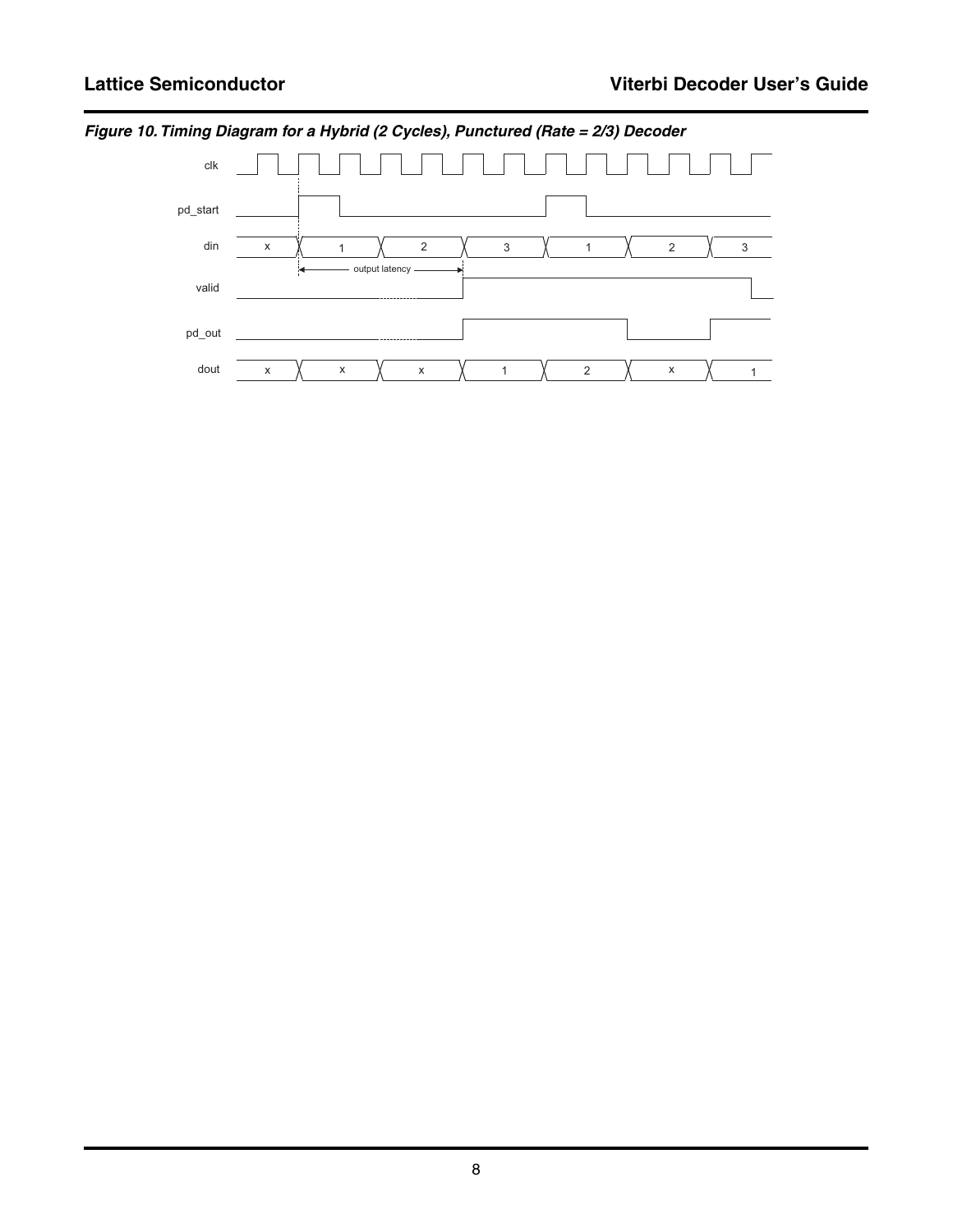*Figure 10. Timing Diagram for a Hybrid (2 Cycles), Punctured (Rate = 2/3) Decoder*

clk

pd_start

din x 1 2 3 1 2 3

output latency

valid

pd_out

dout x x x 1 2 x 1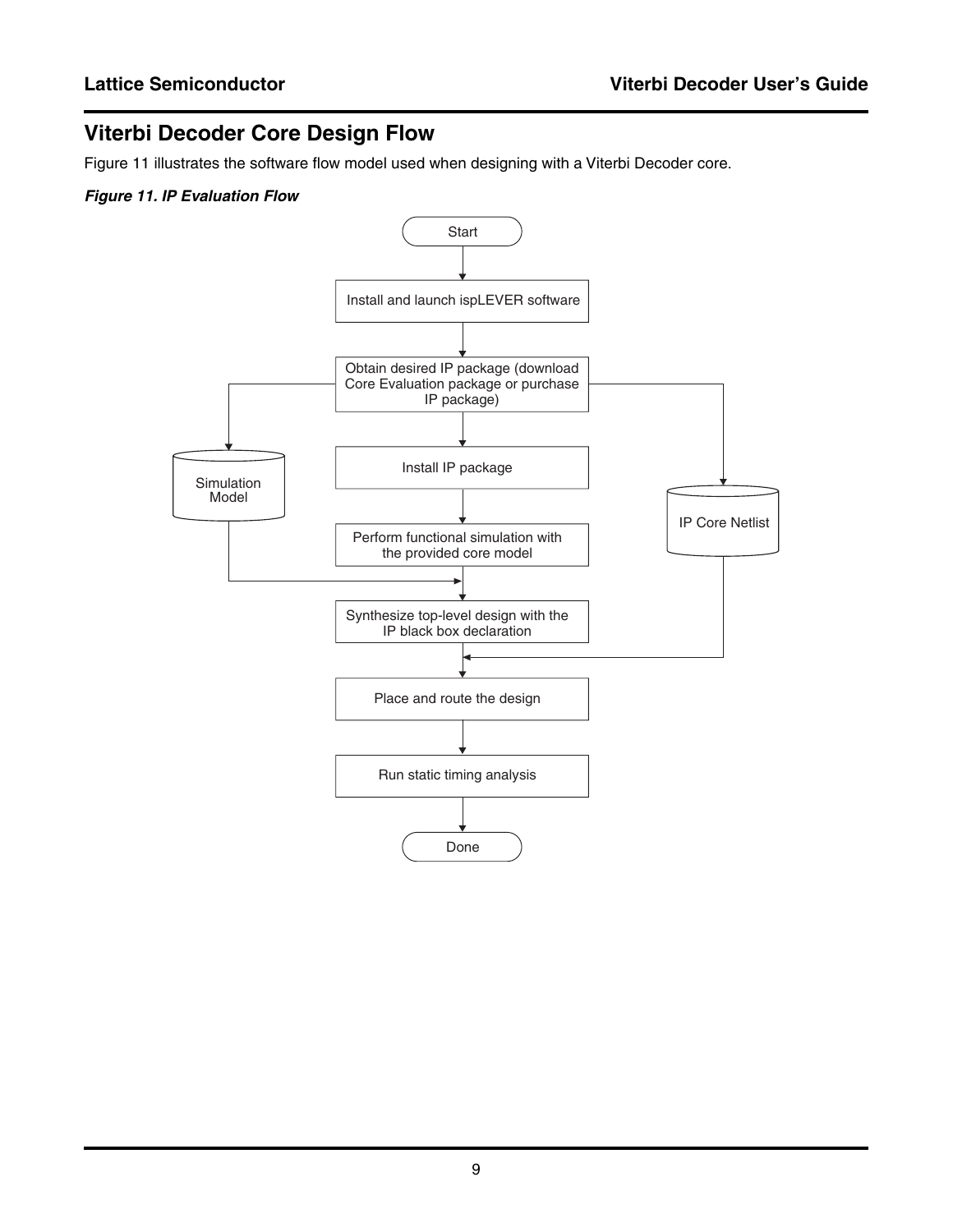## Viterbi Decoder Core Design Flow

Figure 11 illustrates the software flow model used when designing with a Viterbi Decoder core.

***Figure 11. IP Evaluation Flow***

Start

Install and launch ispLEVER software

Obtain desired IP package (download Core Evaluation package or purchase IP package)

Simulation Model

Install IP package

IP Core Netlist

Perform functional simulation with the provided core model

Synthesize top-level design with the IP black box declaration

Place and route the design

Run static timing analysis

Done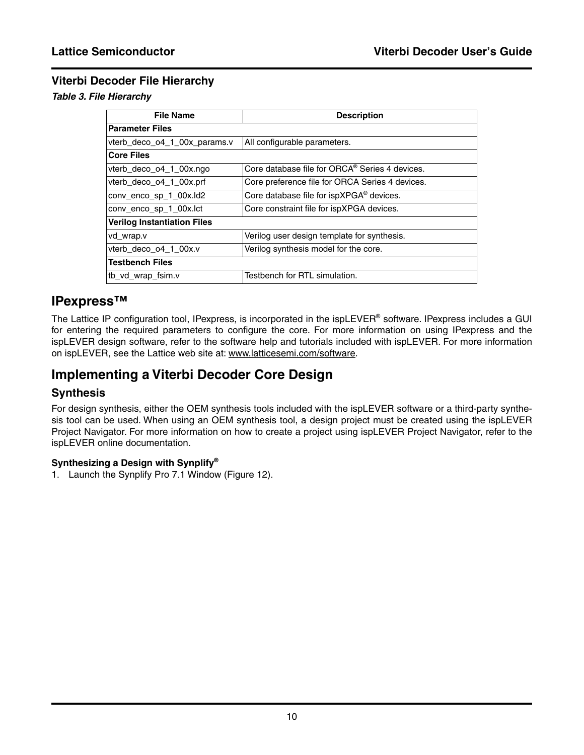### Viterbi Decoder File Hierarchy

***Table 3. File Hierarchy***

| File Name | Description |
|---|---|
| **Parameter Files** | |
| vterb_deco_o4_1_00x_params.v | All configurable parameters. |
| **Core Files** | |
| vterb_deco_o4_1_00x.ngo | Core database file for ORCA® Series 4 devices. |
| vterb_deco_o4_1_00x.prf | Core preference file for ORCA Series 4 devices. |
| conv_enco_sp_1_00x.ld2 | Core database file for ispXPGA® devices. |
| conv_enco_sp_1_00x.lct | Core constraint file for ispXPGA devices. |
| **Verilog Instantiation Files** | |
| vd_wrap.v | Verilog user design template for synthesis. |
| vterb_deco_o4_1_00x.v | Verilog synthesis model for the core. |
| **Testbench Files** | |
| tb_vd_wrap_fsim.v | Testbench for RTL simulation. |

## IPexpress™

The Lattice IP configuration tool, IPexpress, is incorporated in the ispLEVER® software. IPexpress includes a GUI for entering the required parameters to configure the core. For more information on using IPexpress and the ispLEVER design software, refer to the software help and tutorials included with ispLEVER. For more information on ispLEVER, see the Lattice web site at: www.latticesemi.com/software.

## Implementing a Viterbi Decoder Core Design

### Synthesis

For design synthesis, either the OEM synthesis tools included with the ispLEVER software or a third-party synthesis tool can be used. When using an OEM synthesis tool, a design project must be created using the ispLEVER Project Navigator. For more information on how to create a project using ispLEVER Project Navigator, refer to the ispLEVER online documentation.

#### Synthesizing a Design with Synplify®

1. Launch the Synplify Pro 7.1 Window (Figure 12).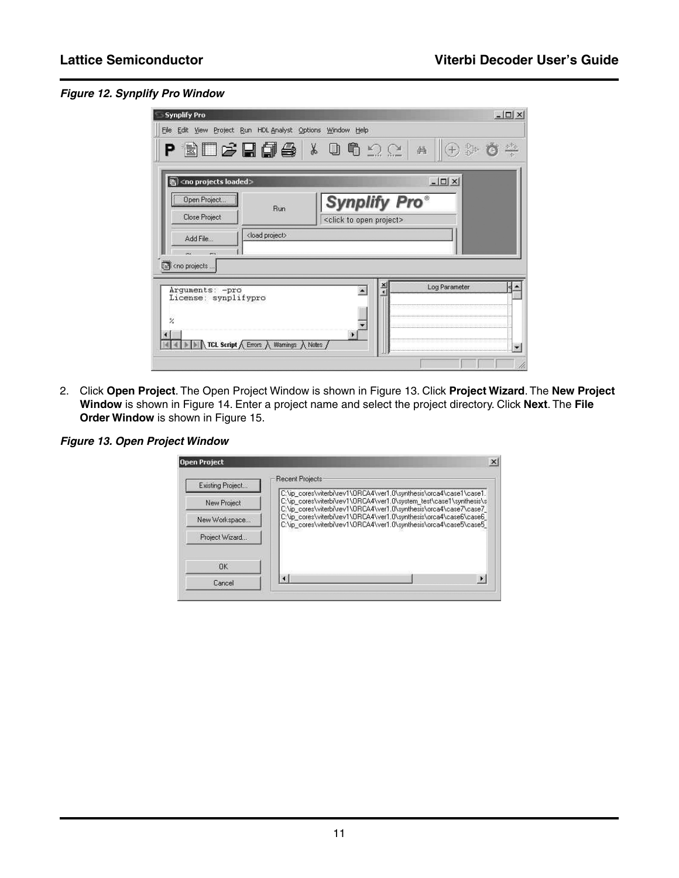*Figure 12. Synplify Pro Window*

2. Click **Open Project**. The Open Project Window is shown in Figure 13. Click **Project Wizard**. The **New Project Window** is shown in Figure 14. Enter a project name and select the project directory. Click **Next**. The **File Order Window** is shown in Figure 15.

*Figure 13. Open Project Window*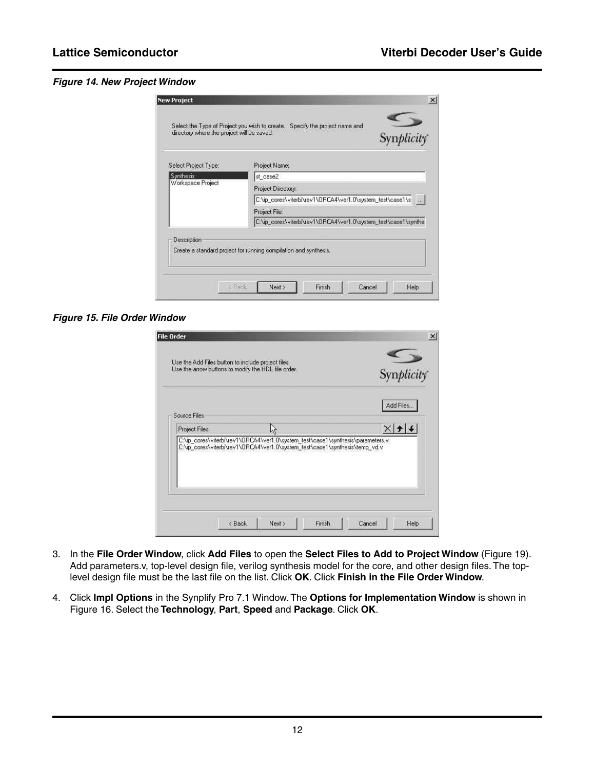*Figure 14. New Project Window*

*Figure 15. File Order Window*

3. In the **File Order Window**, click **Add Files** to open the **Select Files to Add to Project Window** (Figure 19). Add parameters.v, top-level design file, verilog synthesis model for the core, and other design files. The top-level design file must be the last file on the list. Click **OK**. Click **Finish in the File Order Window**.

4. Click **Impl Options** in the Synplify Pro 7.1 Window. The **Options for Implementation Window** is shown in Figure 16. Select the **Technology**, **Part**, **Speed** and **Package**. Click **OK**.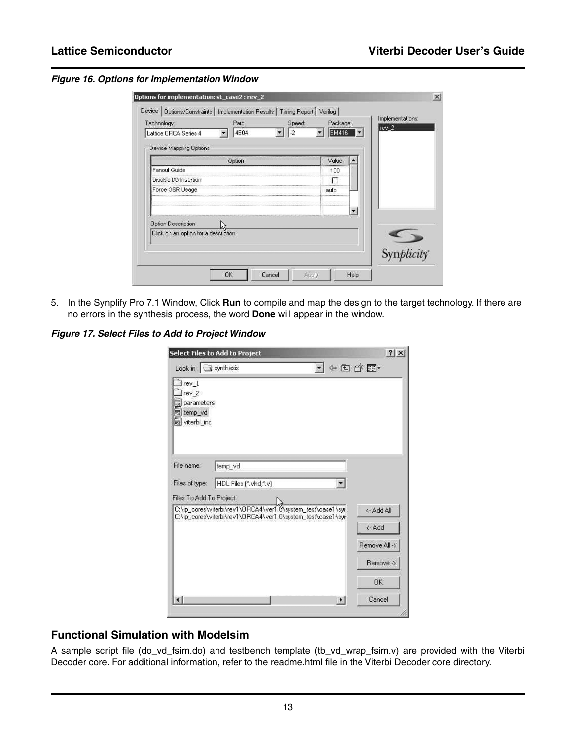*Figure 16. Options for Implementation Window*

5. In the Synplify Pro 7.1 Window, Click **Run** to compile and map the design to the target technology. If there are no errors in the synthesis process, the word **Done** will appear in the window.

*Figure 17. Select Files to Add to Project Window*

## Functional Simulation with Modelsim

A sample script file (do_vd_fsim.do) and testbench template (tb_vd_wrap_fsim.v) are provided with the Viterbi Decoder core. For additional information, refer to the readme.html file in the Viterbi Decoder core directory.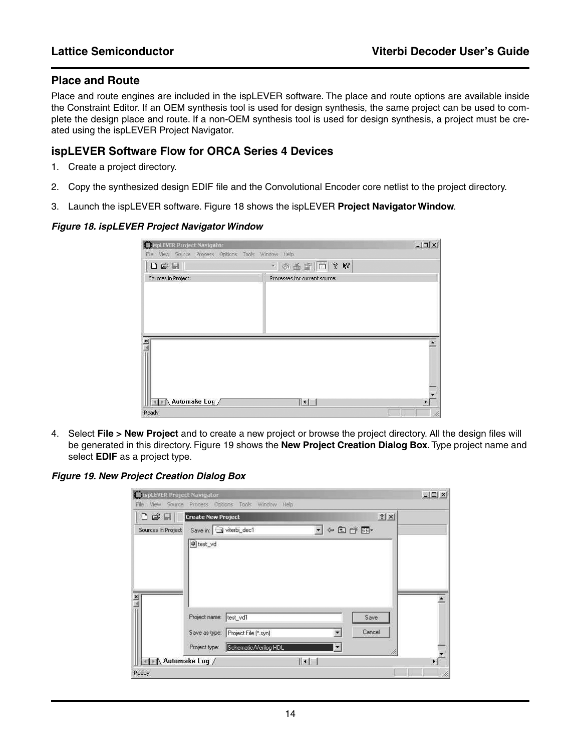## Place and Route

Place and route engines are included in the ispLEVER software. The place and route options are available inside the Constraint Editor. If an OEM synthesis tool is used for design synthesis, the same project can be used to complete the design place and route. If a non-OEM synthesis tool is used for design synthesis, a project must be created using the ispLEVER Project Navigator.

## ispLEVER Software Flow for ORCA Series 4 Devices

1. Create a project directory.
2. Copy the synthesized design EDIF file and the Convolutional Encoder core netlist to the project directory.
3. Launch the ispLEVER software. Figure 18 shows the ispLEVER **Project Navigator Window**.

***Figure 18. ispLEVER Project Navigator Window***

4. Select **File > New Project** and to create a new project or browse the project directory. All the design files will be generated in this directory. Figure 19 shows the **New Project Creation Dialog Box**. Type project name and select **EDIF** as a project type.

***Figure 19. New Project Creation Dialog Box***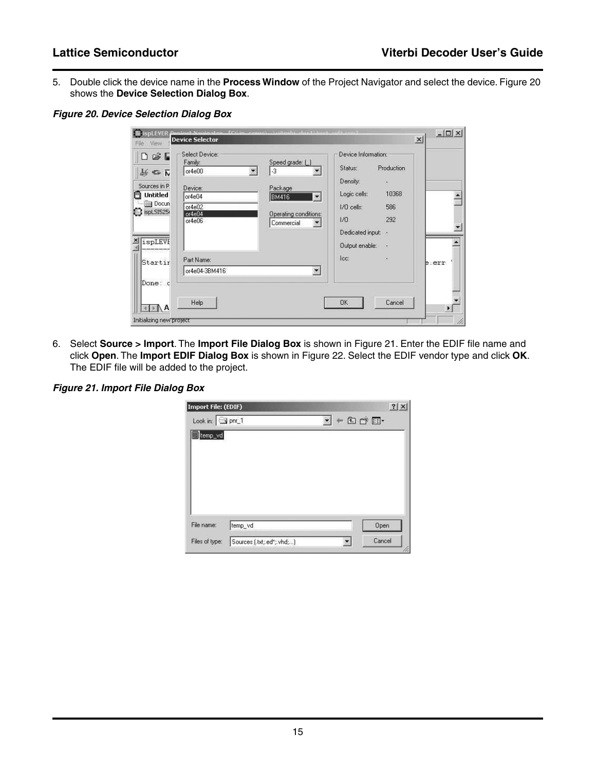5. Double click the device name in the **Process Window** of the Project Navigator and select the device. Figure 20 shows the **Device Selection Dialog Box**.

***Figure 20. Device Selection Dialog Box***

6. Select **Source > Import**. The **Import File Dialog Box** is shown in Figure 21. Enter the EDIF file name and click **Open**. The **Import EDIF Dialog Box** is shown in Figure 22. Select the EDIF vendor type and click **OK**. The EDIF file will be added to the project.

***Figure 21. Import File Dialog Box***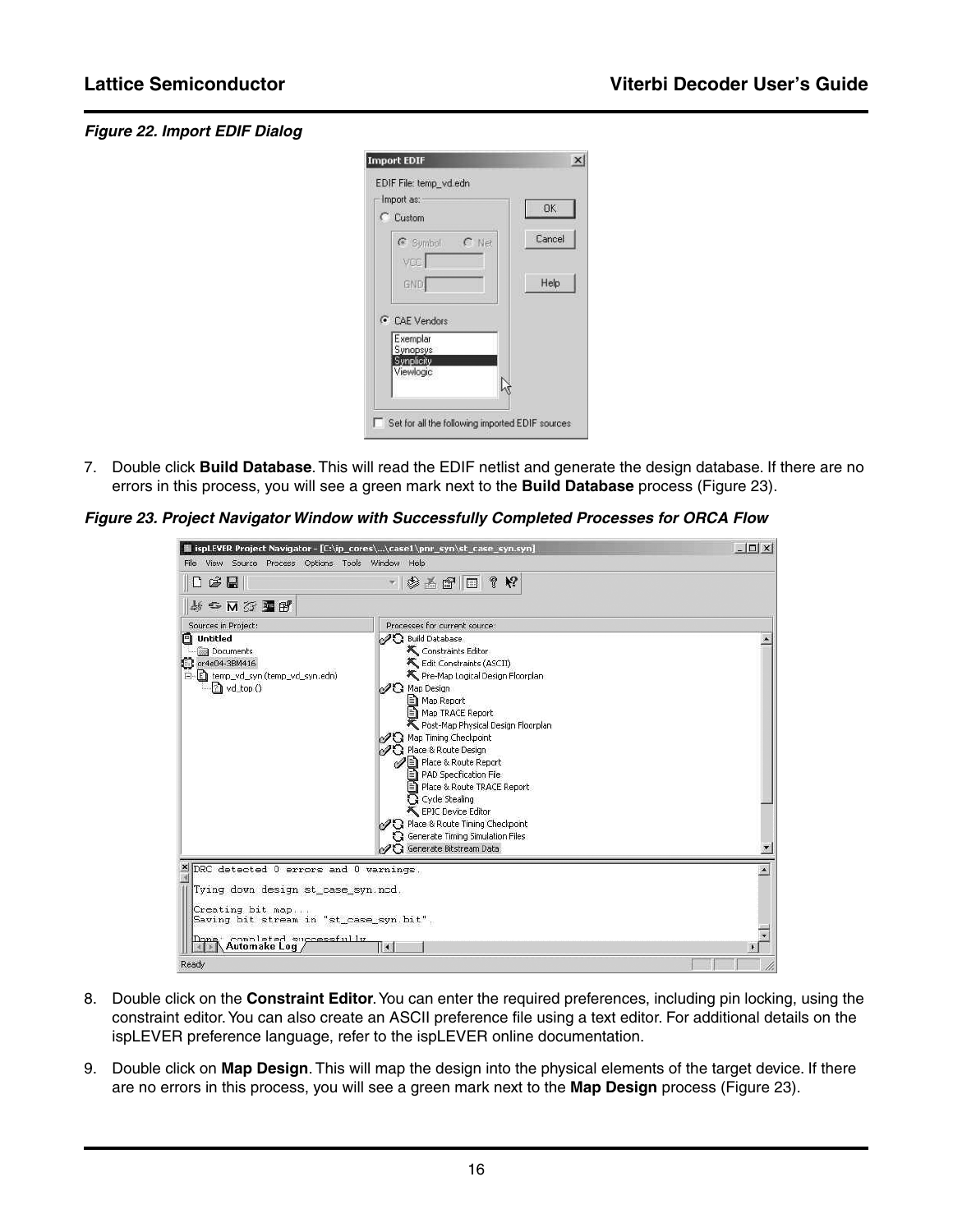*Figure 22. Import EDIF Dialog*

7. Double click **Build Database**. This will read the EDIF netlist and generate the design database. If there are no errors in this process, you will see a green mark next to the **Build Database** process (Figure 23).

*Figure 23. Project Navigator Window with Successfully Completed Processes for ORCA Flow*

8. Double click on the **Constraint Editor**. You can enter the required preferences, including pin locking, using the constraint editor. You can also create an ASCII preference file using a text editor. For additional details on the ispLEVER preference language, refer to the ispLEVER online documentation.

9. Double click on **Map Design**. This will map the design into the physical elements of the target device. If there are no errors in this process, you will see a green mark next to the **Map Design** process (Figure 23).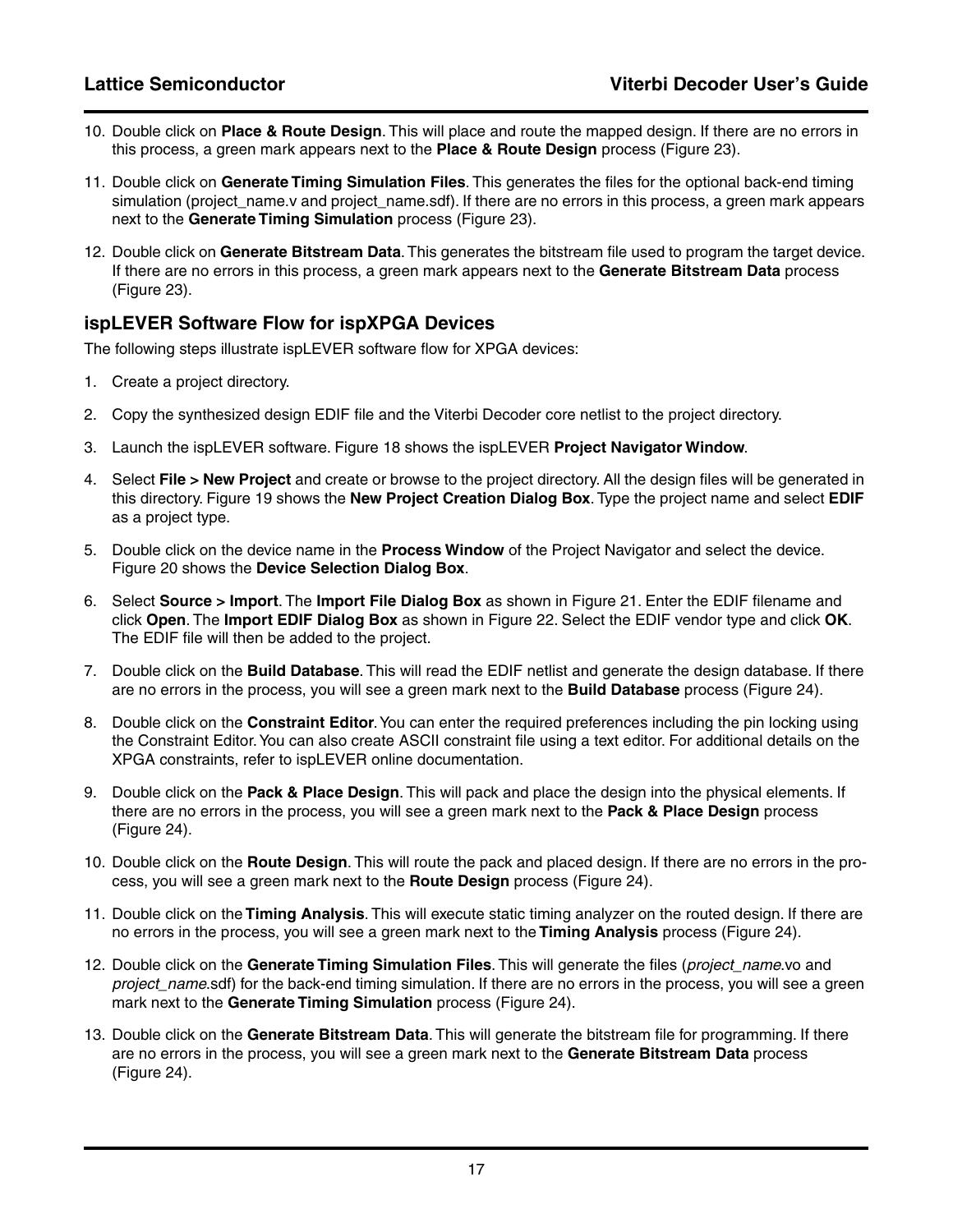10. Double click on **Place & Route Design**. This will place and route the mapped design. If there are no errors in this process, a green mark appears next to the **Place & Route Design** process (Figure 23).

11. Double click on **Generate Timing Simulation Files**. This generates the files for the optional back-end timing simulation (project_name.v and project_name.sdf). If there are no errors in this process, a green mark appears next to the **Generate Timing Simulation** process (Figure 23).

12. Double click on **Generate Bitstream Data**. This generates the bitstream file used to program the target device. If there are no errors in this process, a green mark appears next to the **Generate Bitstream Data** process (Figure 23).

### ispLEVER Software Flow for ispXPGA Devices

The following steps illustrate ispLEVER software flow for XPGA devices:

1. Create a project directory.

2. Copy the synthesized design EDIF file and the Viterbi Decoder core netlist to the project directory.

3. Launch the ispLEVER software. Figure 18 shows the ispLEVER **Project Navigator Window**.

4. Select **File > New Project** and create or browse to the project directory. All the design files will be generated in this directory. Figure 19 shows the **New Project Creation Dialog Box**. Type the project name and select **EDIF** as a project type.

5. Double click on the device name in the **Process Window** of the Project Navigator and select the device. Figure 20 shows the **Device Selection Dialog Box**.

6. Select **Source > Import**. The **Import File Dialog Box** as shown in Figure 21. Enter the EDIF filename and click **Open**. The **Import EDIF Dialog Box** as shown in Figure 22. Select the EDIF vendor type and click **OK**. The EDIF file will then be added to the project.

7. Double click on the **Build Database**. This will read the EDIF netlist and generate the design database. If there are no errors in the process, you will see a green mark next to the **Build Database** process (Figure 24).

8. Double click on the **Constraint Editor**. You can enter the required preferences including the pin locking using the Constraint Editor. You can also create ASCII constraint file using a text editor. For additional details on the XPGA constraints, refer to ispLEVER online documentation.

9. Double click on the **Pack & Place Design**. This will pack and place the design into the physical elements. If there are no errors in the process, you will see a green mark next to the **Pack & Place Design** process (Figure 24).

10. Double click on the **Route Design**. This will route the pack and placed design. If there are no errors in the process, you will see a green mark next to the **Route Design** process (Figure 24).

11. Double click on the **Timing Analysis**. This will execute static timing analyzer on the routed design. If there are no errors in the process, you will see a green mark next to the **Timing Analysis** process (Figure 24).

12. Double click on the **Generate Timing Simulation Files**. This will generate the files (*project_name*.vo and *project_name*.sdf) for the back-end timing simulation. If there are no errors in the process, you will see a green mark next to the **Generate Timing Simulation** process (Figure 24).

13. Double click on the **Generate Bitstream Data**. This will generate the bitstream file for programming. If there are no errors in the process, you will see a green mark next to the **Generate Bitstream Data** process (Figure 24).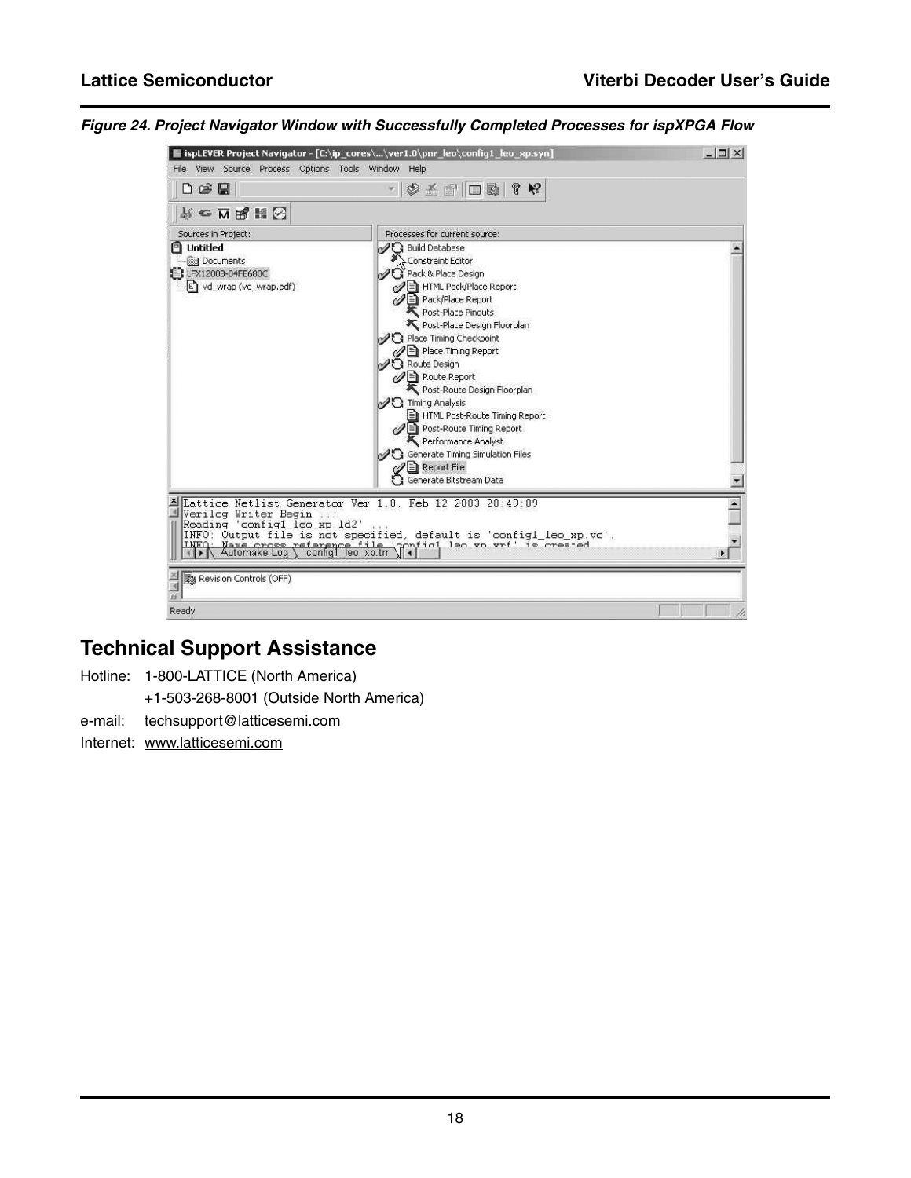*Figure 24. Project Navigator Window with Successfully Completed Processes for ispXPGA Flow*

## Technical Support Assistance

Hotline: 1-800-LATTICE (North America)
+1-503-268-8001 (Outside North America)

e-mail: techsupport@latticesemi.com

Internet: www.latticesemi.com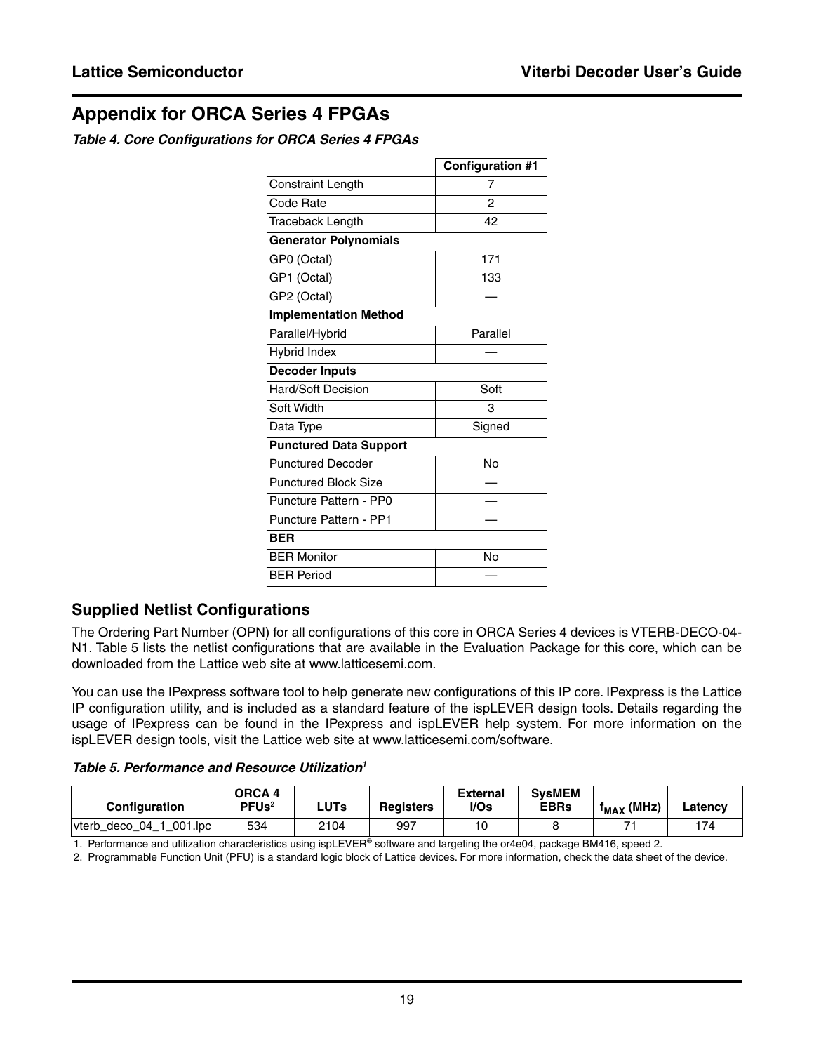# Appendix for ORCA Series 4 FPGAs

*Table 4. Core Configurations for ORCA Series 4 FPGAs*

| | Configuration #1 |
|---|---|
| Constraint Length | 7 |
| Code Rate | 2 |
| Traceback Length | 42 |
| **Generator Polynomials** | |
| GP0 (Octal) | 171 |
| GP1 (Octal) | 133 |
| GP2 (Octal) | — |
| **Implementation Method** | |
| Parallel/Hybrid | Parallel |
| Hybrid Index | — |
| **Decoder Inputs** | |
| Hard/Soft Decision | Soft |
| Soft Width | 3 |
| Data Type | Signed |
| **Punctured Data Support** | |
| Punctured Decoder | No |
| Punctured Block Size | — |
| Puncture Pattern - PP0 | — |
| Puncture Pattern - PP1 | — |
| **BER** | |
| BER Monitor | No |
| BER Period | — |

## Supplied Netlist Configurations

The Ordering Part Number (OPN) for all configurations of this core in ORCA Series 4 devices is VTERB-DECO-04-N1. Table 5 lists the netlist configurations that are available in the Evaluation Package for this core, which can be downloaded from the Lattice web site at www.latticesemi.com.

You can use the IPexpress software tool to help generate new configurations of this IP core. IPexpress is the Lattice IP configuration utility, and is included as a standard feature of the ispLEVER design tools. Details regarding the usage of IPexpress can be found in the IPexpress and ispLEVER help system. For more information on the ispLEVER design tools, visit the Lattice web site at www.latticesemi.com/software.

*Table 5. Performance and Resource Utilization[1]*

| Configuration | ORCA 4 PFUs[2] | LUTs | Registers | External I/Os | SysMEM EBRs | $f_{MAX}$ (MHz) | Latency |
|---|---|---|---|---|---|---|---|
| vterb_deco_04_1_001.lpc | 534 | 2104 | 997 | 10 | 8 | 71 | 174 |

1. Performance and utilization characteristics using ispLEVER® software and targeting the or4e04, package BM416, speed 2.
2. Programmable Function Unit (PFU) is a standard logic block of Lattice devices. For more information, check the data sheet of the device.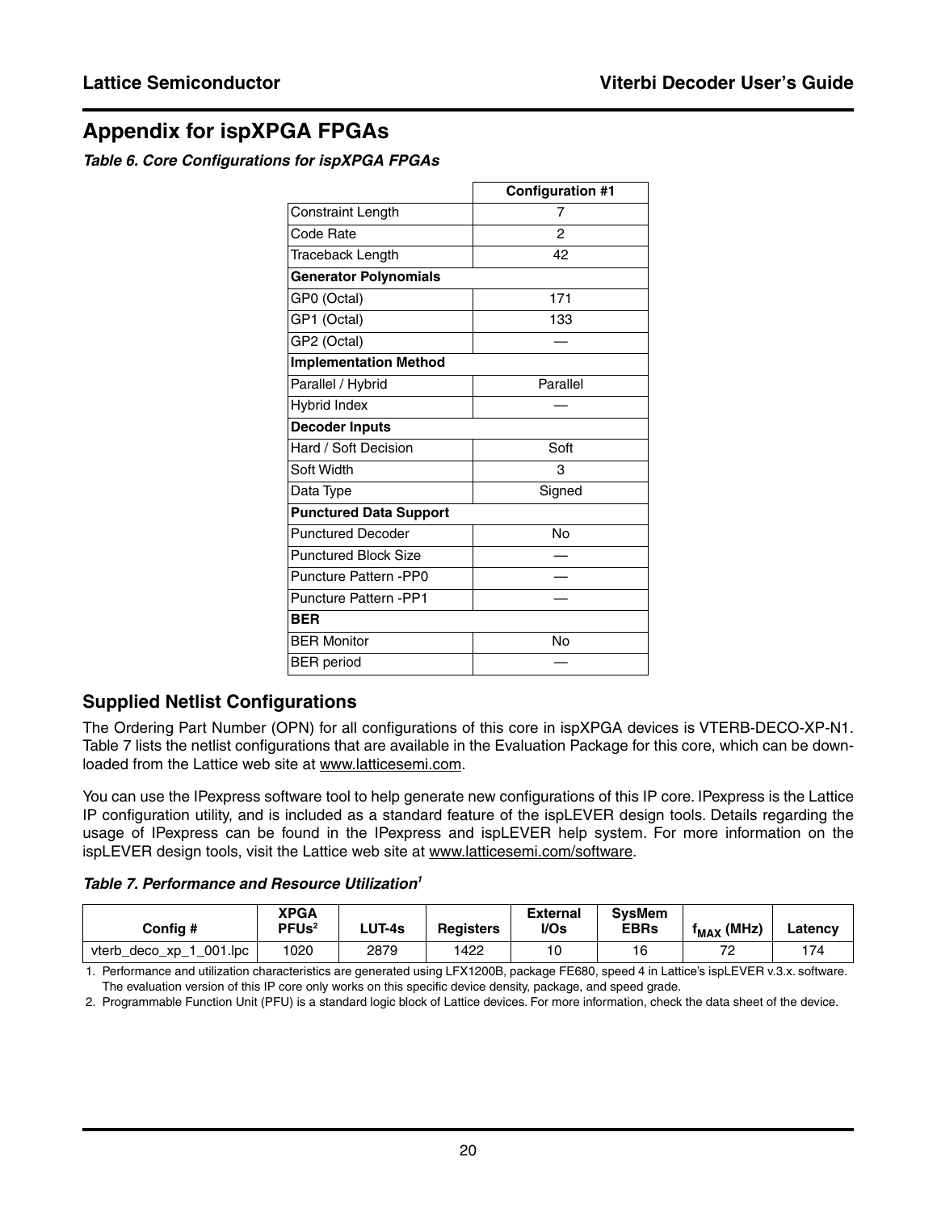## Appendix for ispXPGA FPGAs

***Table 6. Core Configurations for ispXPGA FPGAs***

| | Configuration #1 |
|---|---|
| Constraint Length | 7 |
| Code Rate | 2 |
| Traceback Length | 42 |
| **Generator Polynomials** | |
| GP0 (Octal) | 171 |
| GP1 (Octal) | 133 |
| GP2 (Octal) | — |
| **Implementation Method** | |
| Parallel / Hybrid | Parallel |
| Hybrid Index | — |
| **Decoder Inputs** | |
| Hard / Soft Decision | Soft |
| Soft Width | 3 |
| Data Type | Signed |
| **Punctured Data Support** | |
| Punctured Decoder | No |
| Punctured Block Size | — |
| Puncture Pattern -PP0 | — |
| Puncture Pattern -PP1 | — |
| **BER** | |
| BER Monitor | No |
| BER period | — |

### Supplied Netlist Configurations

The Ordering Part Number (OPN) for all configurations of this core in ispXPGA devices is VTERB-DECO-XP-N1. Table 7 lists the netlist configurations that are available in the Evaluation Package for this core, which can be downloaded from the Lattice web site at www.latticesemi.com.

You can use the IPexpress software tool to help generate new configurations of this IP core. IPexpress is the Lattice IP configuration utility, and is included as a standard feature of the ispLEVER design tools. Details regarding the usage of IPexpress can be found in the IPexpress and ispLEVER help system. For more information on the ispLEVER design tools, visit the Lattice web site at www.latticesemi.com/software.

***Table 7. Performance and Resource Utilization[1]***

| Config # | XPGA PFUs[2] | LUT-4s | Registers | External I/Os | SysMem EBRs | $f_{MAX}$ (MHz) | Latency |
|---|---|---|---|---|---|---|---|
| vterb_deco_xp_1_001.lpc | 1020 | 2879 | 1422 | 10 | 16 | 72 | 174 |

1. Performance and utilization characteristics are generated using LFX1200B, package FE680, speed 4 in Lattice's ispLEVER v.3.x. software. The evaluation version of this IP core only works on this specific device density, package, and speed grade.
2. Programmable Function Unit (PFU) is a standard logic block of Lattice devices. For more information, check the data sheet of the device.